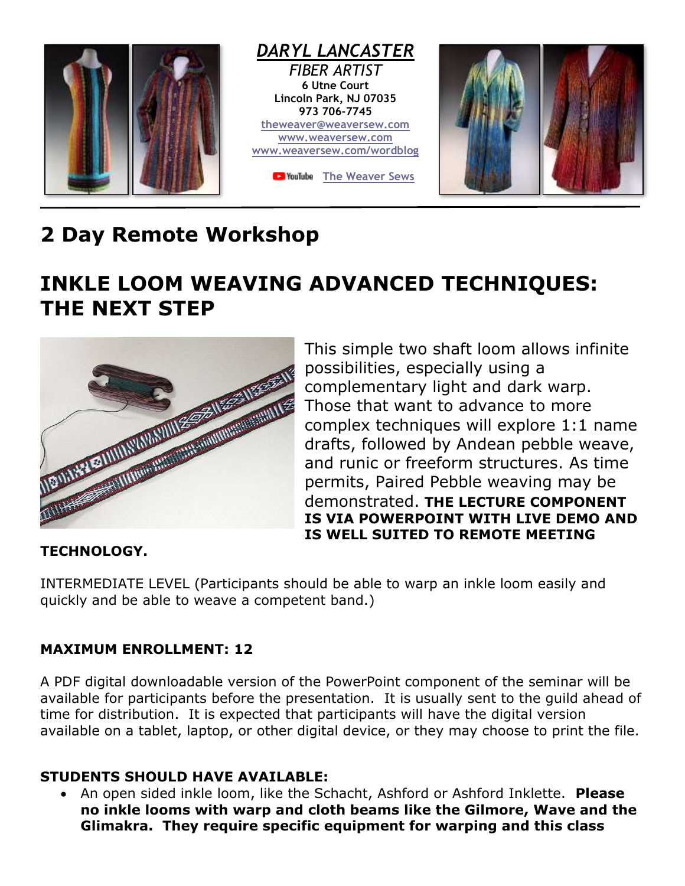*DARYL LANCASTER*

*FIBER ARTIST*

**6 Utne Court**
**Lincoln Park, NJ 07035**
**973 706-7745**
theweaver@weaversew.com
www.weaversew.com
www.weaversew.com/wordblog

YouTube The Weaver Sews

# 2 Day Remote Workshop

# INKLE LOOM WEAVING ADVANCED TECHNIQUES: THE NEXT STEP

This simple two shaft loom allows infinite possibilities, especially using a complementary light and dark warp. Those that want to advance to more complex techniques will explore 1:1 name drafts, followed by Andean pebble weave, and runic or freeform structures. As time permits, Paired Pebble weaving may be demonstrated. **THE LECTURE COMPONENT IS VIA POWERPOINT WITH LIVE DEMO AND IS WELL SUITED TO REMOTE MEETING TECHNOLOGY.**

INTERMEDIATE LEVEL (Participants should be able to warp an inkle loom easily and quickly and be able to weave a competent band.)

**MAXIMUM ENROLLMENT: 12**

A PDF digital downloadable version of the PowerPoint component of the seminar will be available for participants before the presentation. It is usually sent to the guild ahead of time for distribution. It is expected that participants will have the digital version available on a tablet, laptop, or other digital device, or they may choose to print the file.

**STUDENTS SHOULD HAVE AVAILABLE:**

- An open sided inkle loom, like the Schacht, Ashford or Ashford Inklette. **Please no inkle looms with warp and cloth beams like the Gilmore, Wave and the Glimakra. They require specific equipment for warping and this class**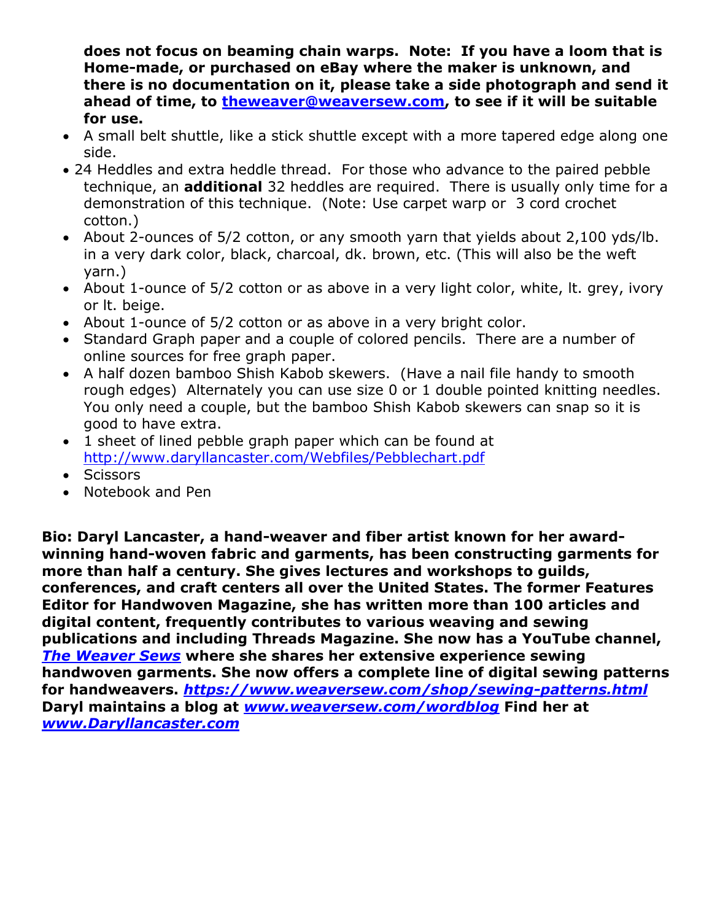**does not focus on beaming chain warps. Note: If you have a loom that is Home-made, or purchased on eBay where the maker is unknown, and there is no documentation on it, please take a side photograph and send it ahead of time, to [theweaver@weaversew.com](mailto:theweaver@weaversew.com), to see if it will be suitable for use.**

- A small belt shuttle, like a stick shuttle except with a more tapered edge along one side.
- 24 Heddles and extra heddle thread. For those who advance to the paired pebble technique, an **additional** 32 heddles are required. There is usually only time for a demonstration of this technique. (Note: Use carpet warp or 3 cord crochet cotton.)
- About 2-ounces of 5/2 cotton, or any smooth yarn that yields about 2,100 yds/lb. in a very dark color, black, charcoal, dk. brown, etc. (This will also be the weft yarn.)
- About 1-ounce of 5/2 cotton or as above in a very light color, white, lt. grey, ivory or lt. beige.
- About 1-ounce of 5/2 cotton or as above in a very bright color.
- Standard Graph paper and a couple of colored pencils. There are a number of online sources for free graph paper.
- A half dozen bamboo Shish Kabob skewers. (Have a nail file handy to smooth rough edges) Alternately you can use size 0 or 1 double pointed knitting needles. You only need a couple, but the bamboo Shish Kabob skewers can snap so it is good to have extra.
- 1 sheet of lined pebble graph paper which can be found at [http://www.daryllancaster.com/Webfiles/Pebblechart.pdf](http://www.daryllancaster.com/Webfiles/Pebblechart.pdf)
- Scissors
- Notebook and Pen

**Bio: Daryl Lancaster, a hand-weaver and fiber artist known for her award-winning hand-woven fabric and garments, has been constructing garments for more than half a century. She gives lectures and workshops to guilds, conferences, and craft centers all over the United States. The former Features Editor for Handwoven Magazine, she has written more than 100 articles and digital content, frequently contributes to various weaving and sewing publications and including Threads Magazine. She now has a YouTube channel, *[The Weaver Sews](The Weaver Sews)* where she shares her extensive experience sewing handwoven garments. She now offers a complete line of digital sewing patterns for handweavers. *[https://www.weaversew.com/shop/sewing-patterns.html](https://www.weaversew.com/shop/sewing-patterns.html)* Daryl maintains a blog at *[www.weaversew.com/wordblog](www.weaversew.com/wordblog)* Find her at *[www.Daryllancaster.com](www.Daryllancaster.com)***